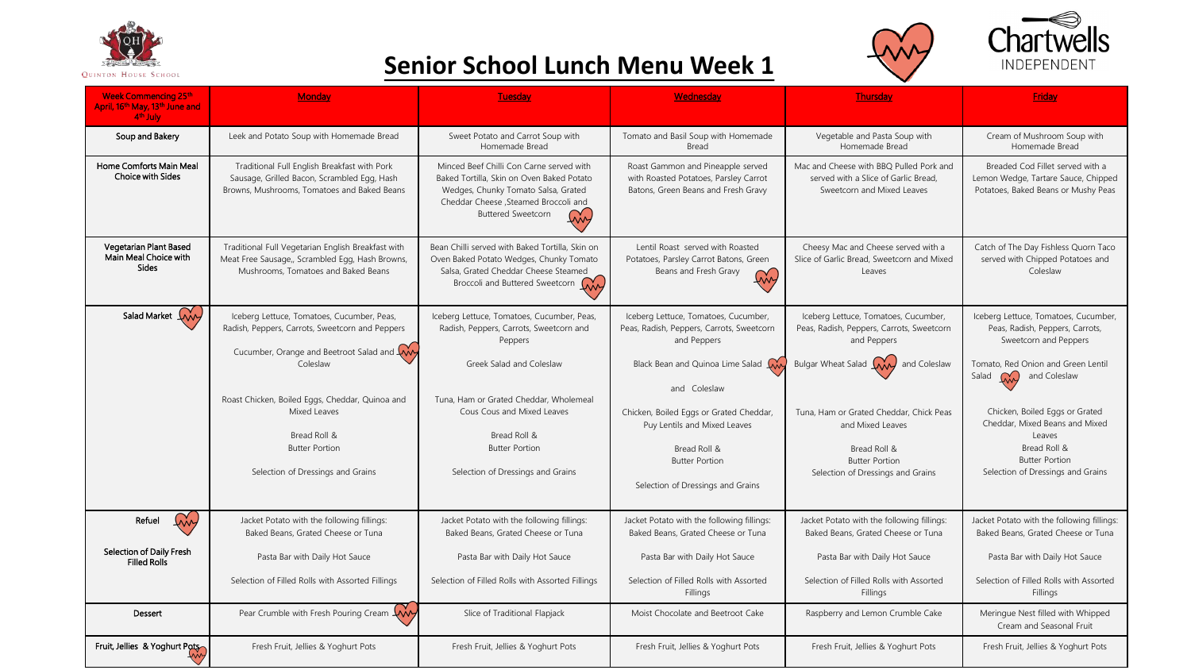Quinton House School

# Senior School Lunch Menu Week 1

Chartwells INDEPENDENT

| Week Commencing 25th April, 16th May, 13th June and 4th July | Monday | Tuesday | Wednesday | Thursday | Friday |
|---|---|---|---|---|---|
| Soup and Bakery | Leek and Potato Soup with Homemade Bread | Sweet Potato and Carrot Soup with Homemade Bread | Tomato and Basil Soup with Homemade Bread | Vegetable and Pasta Soup with Homemade Bread | Cream of Mushroom Soup with Homemade Bread |
| Home Comforts Main Meal Choice with Sides | Traditional Full English Breakfast with Pork Sausage, Grilled Bacon, Scrambled Egg, Hash Browns, Mushrooms, Tomatoes and Baked Beans | Minced Beef Chilli Con Carne served with Baked Tortilla, Skin on Oven Baked Potato Wedges, Chunky Tomato Salsa, Grated Cheddar Cheese ,Steamed Broccoli and Buttered Sweetcorn | Roast Gammon and Pineapple served with Roasted Potatoes, Parsley Carrot Batons, Green Beans and Fresh Gravy | Mac and Cheese with BBQ Pulled Pork and served with a Slice of Garlic Bread, Sweetcorn and Mixed Leaves | Breaded Cod Fillet served with a Lemon Wedge, Tartare Sauce, Chipped Potatoes, Baked Beans or Mushy Peas |
| Vegetarian Plant Based Main Meal Choice with Sides | Traditional Full Vegetarian English Breakfast with Meat Free Sausage,, Scrambled Egg, Hash Browns, Mushrooms, Tomatoes and Baked Beans | Bean Chilli served with Baked Tortilla, Skin on Oven Baked Potato Wedges, Chunky Tomato Salsa, Grated Cheddar Cheese Steamed Broccoli and Buttered Sweetcorn | Lentil Roast served with Roasted Potatoes, Parsley Carrot Batons, Green Beans and Fresh Gravy | Cheesy Mac and Cheese served with a Slice of Garlic Bread, Sweetcorn and Mixed Leaves | Catch of The Day Fishless Quorn Taco served with Chipped Potatoes and Coleslaw |
| Salad Market | Iceberg Lettuce, Tomatoes, Cucumber, Peas, Radish, Peppers, Carrots, Sweetcorn and Peppers<br><br>Cucumber, Orange and Beetroot Salad and Coleslaw<br><br>Roast Chicken, Boiled Eggs, Cheddar, Quinoa and Mixed Leaves<br><br>Bread Roll & Butter Portion<br><br>Selection of Dressings and Grains | Iceberg Lettuce, Tomatoes, Cucumber, Peas, Radish, Peppers, Carrots, Sweetcorn and Peppers<br><br>Greek Salad and Coleslaw<br><br>Tuna, Ham or Grated Cheddar, Wholemeal Cous Cous and Mixed Leaves<br><br>Bread Roll & Butter Portion<br><br>Selection of Dressings and Grains | Iceberg Lettuce, Tomatoes, Cucumber, Peas, Radish, Peppers, Carrots, Sweetcorn and Peppers<br><br>Black Bean and Quinoa Lime Salad and Coleslaw<br><br>Chicken, Boiled Eggs or Grated Cheddar, Puy Lentils and Mixed Leaves<br><br>Bread Roll & Butter Portion<br><br>Selection of Dressings and Grains | Iceberg Lettuce, Tomatoes, Cucumber, Peas, Radish, Peppers, Carrots, Sweetcorn and Peppers<br><br>Bulgar Wheat Salad and Coleslaw<br><br>Tuna, Ham or Grated Cheddar, Chick Peas and Mixed Leaves<br><br>Bread Roll & Butter Portion<br>Selection of Dressings and Grains | Iceberg Lettuce, Tomatoes, Cucumber, Peas, Radish, Peppers, Carrots, Sweetcorn and Peppers<br><br>Tomato, Red Onion and Green Lentil Salad and Coleslaw<br><br>Chicken, Boiled Eggs or Grated Cheddar, Mixed Beans and Mixed Leaves<br>Bread Roll & Butter Portion<br>Selection of Dressings and Grains |
| Refuel<br><br>Selection of Daily Fresh Filled Rolls | Jacket Potato with the following fillings: Baked Beans, Grated Cheese or Tuna<br><br>Pasta Bar with Daily Hot Sauce<br><br>Selection of Filled Rolls with Assorted Fillings | Jacket Potato with the following fillings: Baked Beans, Grated Cheese or Tuna<br><br>Pasta Bar with Daily Hot Sauce<br><br>Selection of Filled Rolls with Assorted Fillings | Jacket Potato with the following fillings: Baked Beans, Grated Cheese or Tuna<br><br>Pasta Bar with Daily Hot Sauce<br><br>Selection of Filled Rolls with Assorted Fillings | Jacket Potato with the following fillings: Baked Beans, Grated Cheese or Tuna<br><br>Pasta Bar with Daily Hot Sauce<br><br>Selection of Filled Rolls with Assorted Fillings | Jacket Potato with the following fillings: Baked Beans, Grated Cheese or Tuna<br><br>Pasta Bar with Daily Hot Sauce<br><br>Selection of Filled Rolls with Assorted Fillings |
| Dessert | Pear Crumble with Fresh Pouring Cream | Slice of Traditional Flapjack | Moist Chocolate and Beetroot Cake | Raspberry and Lemon Crumble Cake | Meringue Nest filled with Whipped Cream and Seasonal Fruit |
| Fruit, Jellies & Yoghurt Pots | Fresh Fruit, Jellies & Yoghurt Pots | Fresh Fruit, Jellies & Yoghurt Pots | Fresh Fruit, Jellies & Yoghurt Pots | Fresh Fruit, Jellies & Yoghurt Pots | Fresh Fruit, Jellies & Yoghurt Pots |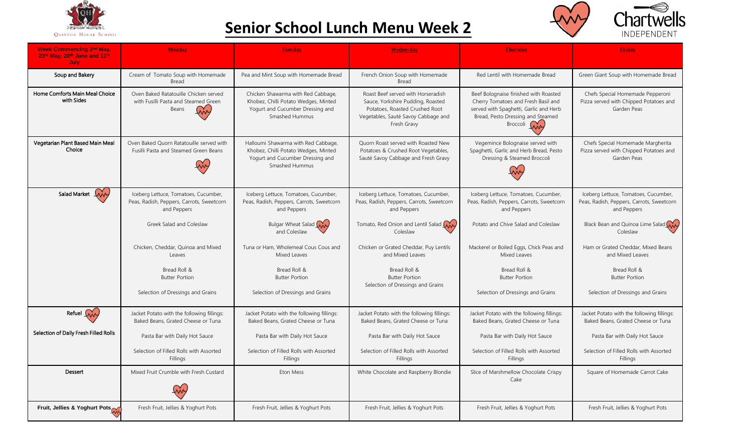Quinton House School

# Senior School Lunch Menu Week 2

Chartwells INDEPENDENT

| Week Commencing 2nd May, 23rd May, 20th June and 11th July | Monday | Tuesday | Wednesday | Thursday | Friday |
|---|---|---|---|---|---|
| Soup and Bakery | Cream of Tomato Soup with Homemade Bread | Pea and Mint Soup with Homemade Bread | French Onion Soup with Homemade Bread | Red Lentil with Homemade Bread | Green Giant Soup with Homemade Bread |
| Home Comforts Main Meal Choice with Sides | Oven Baked Ratatouille Chicken served with Fusilli Pasta and Steamed Green Beans | Chicken Shawarma with Red Cabbage, Khobez, Chilli Potato Wedges, Minted Yogurt and Cucumber Dressing and Smashed Hummus | Roast Beef served with Horseradish Sauce, Yorkshire Pudding, Roasted Potatoes, Roasted Crushed Root Vegetables, Sauté Savoy Cabbage and Fresh Gravy | Beef Bolognaise finished with Roasted Cherry Tomatoes and Fresh Basil and served with Spaghetti, Garlic and Herb Bread, Pesto Dressing and Steamed Broccoli | Chefs Special Homemade Pepperoni Pizza served with Chipped Potatoes and Garden Peas |
| Vegetarian Plant Based Main Meal Choice | Oven Baked Quorn Ratatouille served with Fusilli Pasta and Steamed Green Beans | Halloumi Shawarma with Red Cabbage, Khobez, Chilli Potato Wedges, Minted Yogurt and Cucumber Dressing and Smashed Hummus | Quorn Roast served with Roasted New Potatoes & Crushed Root Vegetables, Sauté Savoy Cabbage and Fresh Gravy | Vegemince Bolognaise served with Spaghetti, Garlic and Herb Bread, Pesto Dressing & Steamed Broccoli | Chefs Special Homemade Margherita Pizza served with Chipped Potatoes and Garden Peas |
| Salad Market | Iceberg Lettuce, Tomatoes, Cucumber, Peas, Radish, Peppers, Carrots, Sweetcorn and Peppers<br><br>Greek Salad and Coleslaw<br><br>Chicken, Cheddar, Quinoa and Mixed Leaves<br><br>Bread Roll & Butter Portion<br><br>Selection of Dressings and Grains | Iceberg Lettuce, Tomatoes, Cucumber, Peas, Radish, Peppers, Carrots, Sweetcorn and Peppers<br><br>Bulgar Wheat Salad and Coleslaw<br><br>Tuna or Ham, Wholemeal Cous Cous and Mixed Leaves<br><br>Bread Roll & Butter Portion<br><br>Selection of Dressings and Grains | Iceberg Lettuce, Tomatoes, Cucumber, Peas, Radish, Peppers, Carrots, Sweetcorn and Peppers<br><br>Tomato, Red Onion and Lentil Salad Coleslaw<br><br>Chicken or Grated Cheddar, Puy Lentils and Mixed Leaves<br><br>Bread Roll & Butter Portion<br>Selection of Dressings and Grains | Iceberg Lettuce, Tomatoes, Cucumber, Peas, Radish, Peppers, Carrots, Sweetcorn and Peppers<br><br>Potato and Chive Salad and Coleslaw<br><br>Mackerel or Boiled Eggs, Chick Peas and Mixed Leaves<br><br>Bread Roll & Butter Portion<br><br>Selection of Dressings and Grains | Iceberg Lettuce, Tomatoes, Cucumber, Peas, Radish, Peppers, Carrots, Sweetcorn and Peppers<br><br>Black Bean and Quinoa Lime Salad Coleslaw<br><br>Ham or Grated Cheddar, Mixed Beans and Mixed Leaves<br><br>Bread Roll & Butter Portion<br><br>Selection of Dressings and Grains |
| Refuel<br><br>Selection of Daily Fresh Filled Rolls | Jacket Potato with the following fillings: Baked Beans, Grated Cheese or Tuna<br><br>Pasta Bar with Daily Hot Sauce<br><br>Selection of Filled Rolls with Assorted Fillings | Jacket Potato with the following fillings: Baked Beans, Grated Cheese or Tuna<br><br>Pasta Bar with Daily Hot Sauce<br><br>Selection of Filled Rolls with Assorted Fillings | Jacket Potato with the following fillings: Baked Beans, Grated Cheese or Tuna<br><br>Pasta Bar with Daily Hot Sauce<br><br>Selection of Filled Rolls with Assorted Fillings | Jacket Potato with the following fillings: Baked Beans, Grated Cheese or Tuna<br><br>Pasta Bar with Daily Hot Sauce<br><br>Selection of Filled Rolls with Assorted Fillings | Jacket Potato with the following fillings: Baked Beans, Grated Cheese or Tuna<br><br>Pasta Bar with Daily Hot Sauce<br><br>Selection of Filled Rolls with Assorted Fillings |
| Dessert | Mixed Fruit Crumble with Fresh Custard | Eton Mess | White Chocolate and Raspberry Blondie | Slice of Marshmellow Chocolate Crispy Cake | Square of Homemade Carrot Cake |
| Fruit, Jellies & Yoghurt Pots | Fresh Fruit, Jellies & Yoghurt Pots | Fresh Fruit, Jellies & Yoghurt Pots | Fresh Fruit, Jellies & Yoghurt Pots | Fresh Fruit, Jellies & Yoghurt Pots | Fresh Fruit, Jellies & Yoghurt Pots |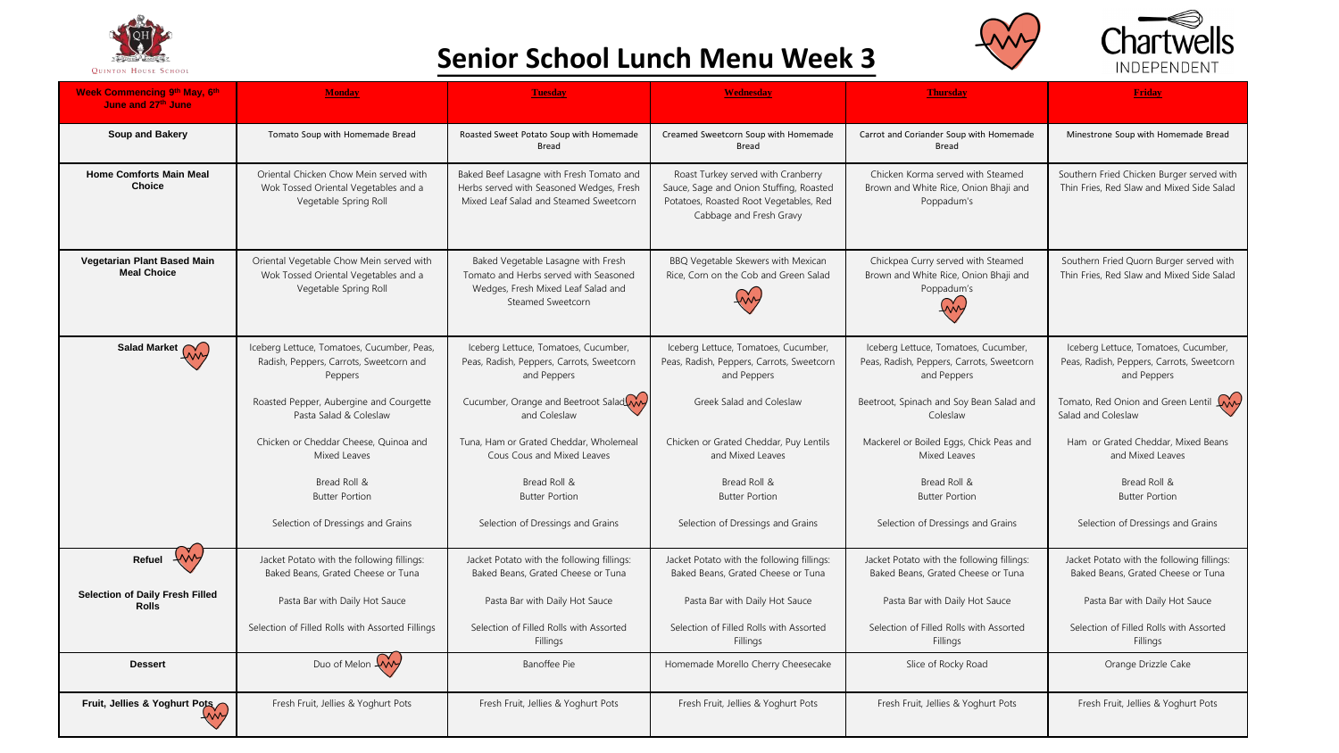# Senior School Lunch Menu Week 3

| Week Commencing 9th May, 6th June and 27th June | Monday | Tuesday | Wednesday | Thursday | Friday |
|---|---|---|---|---|---|
| **Soup and Bakery** | Tomato Soup with Homemade Bread | Roasted Sweet Potato Soup with Homemade Bread | Creamed Sweetcorn Soup with Homemade Bread | Carrot and Coriander Soup with Homemade Bread | Minestrone Soup with Homemade Bread |
| **Home Comforts Main Meal Choice** | Oriental Chicken Chow Mein served with Wok Tossed Oriental Vegetables and a Vegetable Spring Roll | Baked Beef Lasagne with Fresh Tomato and Herbs served with Seasoned Wedges, Fresh Mixed Leaf Salad and Steamed Sweetcorn | Roast Turkey served with Cranberry Sauce, Sage and Onion Stuffing, Roasted Potatoes, Roasted Root Vegetables, Red Cabbage and Fresh Gravy | Chicken Korma served with Steamed Brown and White Rice, Onion Bhaji and Poppadum's | Southern Fried Chicken Burger served with Thin Fries, Red Slaw and Mixed Side Salad |
| **Vegetarian Plant Based Main Meal Choice** | Oriental Vegetable Chow Mein served with Wok Tossed Oriental Vegetables and a Vegetable Spring Roll | Baked Vegetable Lasagne with Fresh Tomato and Herbs served with Seasoned Wedges, Fresh Mixed Leaf Salad and Steamed Sweetcorn | BBQ Vegetable Skewers with Mexican Rice, Corn on the Cob and Green Salad | Chickpea Curry served with Steamed Brown and White Rice, Onion Bhaji and Poppadum's | Southern Fried Quorn Burger served with Thin Fries, Red Slaw and Mixed Side Salad |
| **Salad Market** | Iceberg Lettuce, Tomatoes, Cucumber, Peas, Radish, Peppers, Carrots, Sweetcorn and Peppers<br><br>Roasted Pepper, Aubergine and Courgette Pasta Salad & Coleslaw<br><br>Chicken or Cheddar Cheese, Quinoa and Mixed Leaves<br><br>Bread Roll & Butter Portion<br><br>Selection of Dressings and Grains | Iceberg Lettuce, Tomatoes, Cucumber, Peas, Radish, Peppers, Carrots, Sweetcorn and Peppers<br><br>Cucumber, Orange and Beetroot Salad and Coleslaw<br><br>Tuna, Ham or Grated Cheddar, Wholemeal Cous Cous and Mixed Leaves<br><br>Bread Roll & Butter Portion<br><br>Selection of Dressings and Grains | Iceberg Lettuce, Tomatoes, Cucumber, Peas, Radish, Peppers, Carrots, Sweetcorn and Peppers<br><br>Greek Salad and Coleslaw<br><br>Chicken or Grated Cheddar, Puy Lentils and Mixed Leaves<br><br>Bread Roll & Butter Portion<br><br>Selection of Dressings and Grains | Iceberg Lettuce, Tomatoes, Cucumber, Peas, Radish, Peppers, Carrots, Sweetcorn and Peppers<br><br>Beetroot, Spinach and Soy Bean Salad and Coleslaw<br><br>Mackerel or Boiled Eggs, Chick Peas and Mixed Leaves<br><br>Bread Roll & Butter Portion<br><br>Selection of Dressings and Grains | Iceberg Lettuce, Tomatoes, Cucumber, Peas, Radish, Peppers, Carrots, Sweetcorn and Peppers<br><br>Tomato, Red Onion and Green Lentil Salad and Coleslaw<br><br>Ham or Grated Cheddar, Mixed Beans and Mixed Leaves<br><br>Bread Roll & Butter Portion<br><br>Selection of Dressings and Grains |
| **Refuel**<br><br>**Selection of Daily Fresh Filled Rolls** | Jacket Potato with the following fillings: Baked Beans, Grated Cheese or Tuna<br><br>Pasta Bar with Daily Hot Sauce<br><br>Selection of Filled Rolls with Assorted Fillings | Jacket Potato with the following fillings: Baked Beans, Grated Cheese or Tuna<br><br>Pasta Bar with Daily Hot Sauce<br><br>Selection of Filled Rolls with Assorted Fillings | Jacket Potato with the following fillings: Baked Beans, Grated Cheese or Tuna<br><br>Pasta Bar with Daily Hot Sauce<br><br>Selection of Filled Rolls with Assorted Fillings | Jacket Potato with the following fillings: Baked Beans, Grated Cheese or Tuna<br><br>Pasta Bar with Daily Hot Sauce<br><br>Selection of Filled Rolls with Assorted Fillings | Jacket Potato with the following fillings: Baked Beans, Grated Cheese or Tuna<br><br>Pasta Bar with Daily Hot Sauce<br><br>Selection of Filled Rolls with Assorted Fillings |
| **Dessert** | Duo of Melon | Banoffee Pie | Homemade Morello Cherry Cheesecake | Slice of Rocky Road | Orange Drizzle Cake |
| **Fruit, Jellies & Yoghurt Pots** | Fresh Fruit, Jellies & Yoghurt Pots | Fresh Fruit, Jellies & Yoghurt Pots | Fresh Fruit, Jellies & Yoghurt Pots | Fresh Fruit, Jellies & Yoghurt Pots | Fresh Fruit, Jellies & Yoghurt Pots |